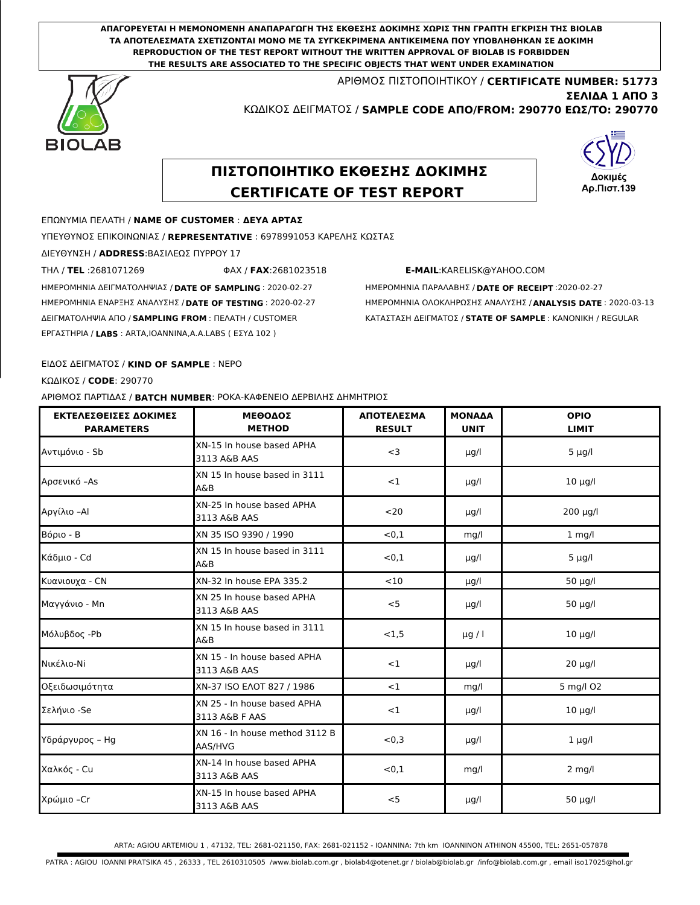**ΑΠΑΓΟΡΕΥΕΤΑΙ Η ΜΕΜΟΝΟΜΕΝΗ ΑΝΑΠΑΡΑΓΩΓΗ ΤΗΣ ΕΚΘΕΣΗΣ ΔΟΚΙΜΗΣ ΧΩΡΙΣ ΤΗΝ ΓΡΑΠΤΗ ΕΓΚΡΙΣΗ ΤΗΣ BIOLAB**
**ΤΑ ΑΠΟΤΕΛΕΣΜΑΤΑ ΣΧΕΤΙΖΟΝΤΑΙ ΜΟΝΟ ΜΕ ΤΑ ΣΥΓΚΕΚΡΙΜΕΝΑ ΑΝΤΙΚΕΙΜΕΝΑ ΠΟΥ ΥΠΟΒΛΗΘΗΚΑΝ ΣΕ ΔΟΚΙΜΗ**
**REPRODUCTION OF THE TEST REPORT WITHOUT THE WRITTEN APPROVAL OF BIOLAB IS FORBIDDEN**
**THE RESULTS ARE ASSOCIATED TO THE SPECIFIC OBJECTS THAT WENT UNDER EXAMINATION**

BIOLAB

ΑΡΙΘΜΟΣ ΠΙΣΤΟΠΟΙΗΤΙΚΟΥ / **CERTIFICATE NUMBER: 51773**
**ΣΕΛΙΔΑ 1 ΑΠΟ 3**
ΚΩΔΙΚΟΣ ΔΕΙΓΜΑΤΟΣ / **SAMPLE CODE ΑΠΟ/FROM: 290770 ΕΩΣ/TO: 290770**

# ΠΙΣΤΟΠΟΙΗΤΙΚΟ ΕΚΘΕΣΗΣ ΔΟΚΙΜΗΣ
# CERTIFICATE OF TEST REPORT

ESYD Δοκιμές Αρ.Πιστ.139

ΕΠΩΝΥΜΙΑ ΠΕΛΑΤΗ / **NAME OF CUSTOMER** : **ΔΕΥΑ ΑΡΤΑΣ**
ΥΠΕΥΘΥΝΟΣ ΕΠΙΚΟΙΝΩΝΙΑΣ / **REPRESENTATIVE** : 6978991053 ΚΑΡΕΛΗΣ ΚΩΣΤΑΣ
ΔΙΕΥΘΥΝΣΗ / **ADDRESS**:ΒΑΣΙΛΕΩΣ ΠΥΡΡΟΥ 17
ΤΗΛ / **TEL** :2681071269 ΦΑΧ / **FAX**:2681023518 **E-MAIL**:KARELISK@YAHOO.COM
ΗΜΕΡΟΜΗΝΙΑ ΔΕΙΓΜΑΤΟΛΗΨΙΑΣ / **DATE OF SAMPLING** : 2020-02-27 ΗΜΕΡΟΜΗΝΙΑ ΠΑΡΑΛΑΒΗΣ / **DATE OF RECEIPT** :2020-02-27
ΗΜΕΡΟΜΗΝΙΑ ΕΝΑΡΞΗΣ ΑΝΑΛΥΣΗΣ / **DATE OF TESTING** : 2020-02-27 ΗΜΕΡΟΜΗΝΙΑ ΟΛΟΚΛΗΡΩΣΗΣ ΑΝΑΛΥΣΗΣ / **ANALYSIS DATE** : 2020-03-13
ΔΕΙΓΜΑΤΟΛΗΨΙΑ ΑΠΟ / **SAMPLING FROM** : ΠΕΛΑΤΗ / CUSTOMER ΚΑΤΑΣΤΑΣΗ ΔΕΙΓΜΑΤΟΣ / **STATE OF SAMPLE** : ΚΑΝΟΝΙΚΗ / REGULAR
ΕΡΓΑΣΤΗΡΙΑ / **LABS** : ARTA,IOANNINA,A.A.LABS ( ΕΣΥΔ 102 )

ΕΙΔΟΣ ΔΕΙΓΜΑΤΟΣ / **KIND OF SAMPLE** : ΝΕΡΟ
ΚΩΔΙΚΟΣ / **CODE**: 290770
ΑΡΙΘΜΟΣ ΠΑΡΤΙΔΑΣ / **BATCH NUMBER**: ΡΟΚΑ-ΚΑΦΕΝΕΙΟ ΔΕΡΒΙΛΗΣ ΔΗΜΗΤΡΙΟΣ

| ΕΚΤΕΛΕΣΘΕΙΣΕΣ ΔΟΚΙΜΕΣ PARAMETERS | ΜΕΘΟΔΟΣ METHOD | ΑΠΟΤΕΛΕΣΜΑ RESULT | ΜΟΝΑΔΑ UNIT | ΟΡΙΟ LIMIT |
|---|---|---|---|---|
| Αντιμόνιο - Sb | XN-15 In house based APHA 3113 A&B AAS | <3 | μg/l | 5 μg/l |
| Αρσενικό –As | XN 15 In house based in 3111 A&B | <1 | μg/l | 10 μg/l |
| Αργίλιο –Al | XN-25 In house based APHA 3113 A&B AAS | <20 | μg/l | 200 μg/l |
| Βόριο - B | XN 35 ISO 9390 / 1990 | <0,1 | mg/l | 1 mg/l |
| Κάδμιο - Cd | XN 15 In house based in 3111 A&B | <0,1 | μg/l | 5 μg/l |
| Κυανιουχα - CN | XN-32 In house EPA 335.2 | <10 | μg/l | 50 μg/l |
| Μαγγάνιο - Mn | XN 25 In house based APHA 3113 A&B AAS | <5 | μg/l | 50 μg/l |
| Μόλυβδος -Pb | XN 15 In house based in 3111 A&B | <1,5 | μg / l | 10 μg/l |
| Νικέλιο-Ni | XN 15 - In house based APHA 3113 A&B AAS | <1 | μg/l | 20 μg/l |
| Οξειδωσιμότητα | XN-37 ISO ΕΛΟΤ 827 / 1986 | <1 | mg/l | 5 mg/l O2 |
| Σελήνιο -Se | XN 25 - In house based APHA 3113 A&B F AAS | <1 | μg/l | 10 μg/l |
| Υδράργυρος – Hg | XN 16 - In house method 3112 B AAS/HVG | <0,3 | μg/l | 1 μg/l |
| Χαλκός - Cu | XN-14 In house based APHA 3113 A&B AAS | <0,1 | mg/l | 2 mg/l |
| Χρώμιο –Cr | XN-15 In house based APHA 3113 A&B AAS | <5 | μg/l | 50 μg/l |

ARTA: AGIOU ARTEMIOU 1 , 47132, TEL: 2681-021150, FAX: 2681-021152 - IOANNINA: 7th km IOANNINON ATHINON 45500, TEL: 2651-057878

PATRA : AGIOU IOANNI PRATSIKA 45 , 26333 , TEL 2610310505 /www.biolab.com.gr , biolab4@otenet.gr / biolab@biolab.gr /info@biolab.com.gr , email iso17025@hol.gr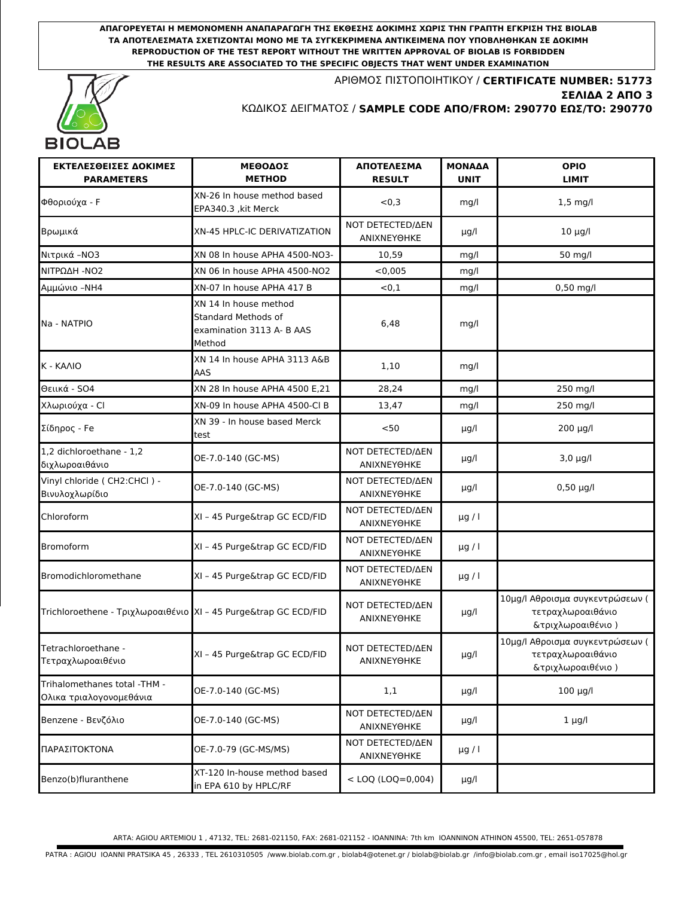ΑΠΑΓΟΡΕΥΕΤΑΙ Η ΜΕΜΟΝΟΜΕΝΗ ΑΝΑΠΑΡΑΓΩΓΗ ΤΗΣ ΕΚΘΕΣΗΣ ΔΟΚΙΜΗΣ ΧΩΡΙΣ ΤΗΝ ΓΡΑΠΤΗ ΕΓΚΡΙΣΗ ΤΗΣ BIOLAB
ΤΑ ΑΠΟΤΕΛΕΣΜΑΤΑ ΣΧΕΤΙΖΟΝΤΑΙ ΜΟΝΟ ΜΕ ΤΑ ΣΥΓΚΕΚΡΙΜΕΝΑ ΑΝΤΙΚΕΙΜΕΝΑ ΠΟΥ ΥΠΟΒΛΗΘΗΚΑΝ ΣΕ ΔΟΚΙΜΗ
REPRODUCTION OF THE TEST REPORT WITHOUT THE WRITTEN APPROVAL OF BIOLAB IS FORBIDDEN
THE RESULTS ARE ASSOCIATED TO THE SPECIFIC OBJECTS THAT WENT UNDER EXAMINATION

BIOLAB

ΑΡΙΘΜΟΣ ΠΙΣΤΟΠΟΙΗΤΙΚΟΥ / **CERTIFICATE NUMBER: 51773**

**ΣΕΛΙΔΑ 2 ΑΠΟ 3**

ΚΩΔΙΚΟΣ ΔΕΙΓΜΑΤΟΣ / **SAMPLE CODE ΑΠΟ/FROM: 290770 ΕΩΣ/TO: 290770**

| ΕΚΤΕΛΕΣΘΕΙΣΕΣ ΔΟΚΙΜΕΣ PARAMETERS | ΜΕΘΟΔΟΣ METHOD | ΑΠΟΤΕΛΕΣΜΑ RESULT | ΜΟΝΑΔΑ UNIT | ΟΡΙΟ LIMIT |
|---|---|---|---|---|
| Φθοριούχα - F | XN-26 In house method based EPA340.3 ,kit Merck | <0,3 | mg/l | 1,5 mg/l |
| Βρωμικά | XN-45 HPLC-IC DERIVATIZATION | NOT DETECTED/ΔΕΝ ΑΝΙΧΝΕΥΘΗΚΕ | μg/l | 10 μg/l |
| Νιτρικά –NO3 | XN 08 In house APHA 4500-NO3- | 10,59 | mg/l | 50 mg/l |
| ΝΙΤΡΩΔΗ -NO2 | XN 06 In house APHA 4500-NO2 | <0,005 | mg/l | |
| Αμμώνιο –NH4 | XN-07 In house APHA 417 B | <0,1 | mg/l | 0,50 mg/l |
| Na - ΝΑΤΡΙΟ | XN 14 In house method Standard Methods of examination 3113 A- B AAS Method | 6,48 | mg/l | |
| K - ΚΑΛΙΟ | XN 14 In house APHA 3113 A&B AAS | 1,10 | mg/l | |
| Θειικά - SO4 | XN 28 In house APHA 4500 E,21 | 28,24 | mg/l | 250 mg/l |
| Χλωριούχα - Cl | XN-09 In house APHA 4500-Cl B | 13,47 | mg/l | 250 mg/l |
| Σίδηρος - Fe | XN 39 - In house based Merck test | <50 | μg/l | 200 μg/l |
| 1,2 dichloroethane - 1,2 διχλωροαιθάνιο | OE-7.0-140 (GC-MS) | NOT DETECTED/ΔΕΝ ΑΝΙΧΝΕΥΘΗΚΕ | μg/l | 3,0 μg/l |
| Vinyl chloride ( CH2:CHCl ) - Βινυλοχλωρίδιο | OE-7.0-140 (GC-MS) | NOT DETECTED/ΔΕΝ ΑΝΙΧΝΕΥΘΗΚΕ | μg/l | 0,50 μg/l |
| Chloroform | XI – 45 Purge&trap GC ECD/FID | NOT DETECTED/ΔΕΝ ΑΝΙΧΝΕΥΘΗΚΕ | μg / l | |
| Bromoform | XI – 45 Purge&trap GC ECD/FID | NOT DETECTED/ΔΕΝ ΑΝΙΧΝΕΥΘΗΚΕ | μg / l | |
| Bromodichloromethane | XI – 45 Purge&trap GC ECD/FID | NOT DETECTED/ΔΕΝ ΑΝΙΧΝΕΥΘΗΚΕ | μg / l | |
| Trichloroethene - Τριχλωροαιθένιο | XI – 45 Purge&trap GC ECD/FID | NOT DETECTED/ΔΕΝ ΑΝΙΧΝΕΥΘΗΚΕ | μg/l | 10μg/l Αθροισμα συγκεντρώσεων ( τετραχλωροαιθάνιο &τριχλωροαιθένιο ) |
| Tetrachloroethane - Τετραχλωροαιθένιο | XI – 45 Purge&trap GC ECD/FID | NOT DETECTED/ΔΕΝ ΑΝΙΧΝΕΥΘΗΚΕ | μg/l | 10μg/l Αθροισμα συγκεντρώσεων ( τετραχλωροαιθάνιο &τριχλωροαιθένιο ) |
| Trihalomethanes total -THM - Ολικα τριαλογονομεθάνια | OE-7.0-140 (GC-MS) | 1,1 | μg/l | 100 μg/l |
| Benzene - Βενζόλιο | OE-7.0-140 (GC-MS) | NOT DETECTED/ΔΕΝ ΑΝΙΧΝΕΥΘΗΚΕ | μg/l | 1 μg/l |
| ΠΑΡΑΣΙΤΟΚΤΟΝΑ | OE-7.0-79 (GC-MS/MS) | NOT DETECTED/ΔΕΝ ΑΝΙΧΝΕΥΘΗΚΕ | μg / l | |
| Benzo(b)fluranthene | XT-120 In-house method based in EPA 610 by HPLC/RF | < LOQ (LOQ=0,004) | μg/l | |

ARTA: AGIOU ARTEMIOU 1 , 47132, TEL: 2681-021150, FAX: 2681-021152 - IOANNINA: 7th km IOANNINON ATHINON 45500, TEL: 2651-057878

PATRA : AGIOU IOANNI PRATSIKA 45 , 26333 , TEL 2610310505 /www.biolab.com.gr , biolab4@otenet.gr / biolab@biolab.gr /info@biolab.com.gr , email iso17025@hol.gr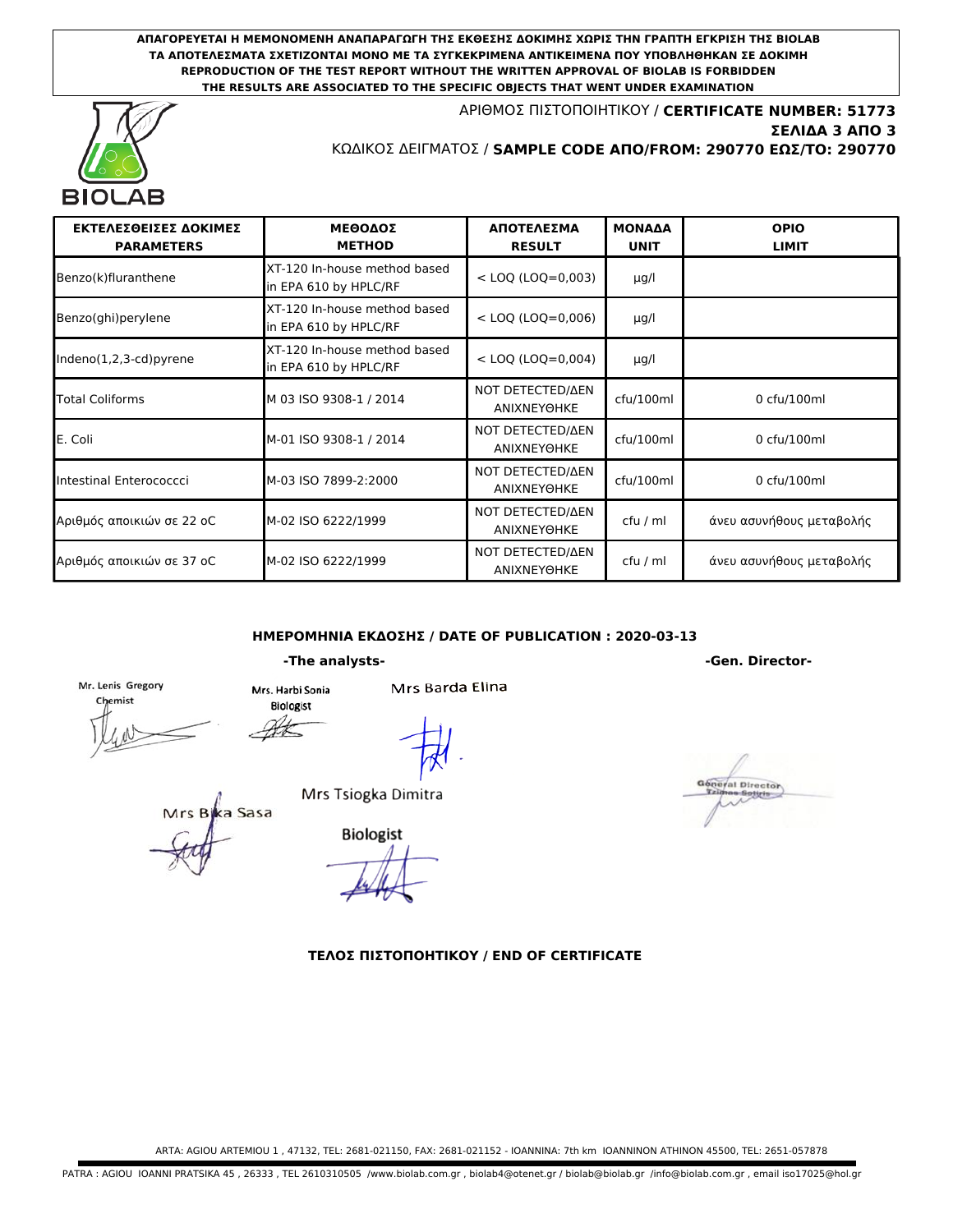**ΑΠΑΓΟΡΕΥΕΤΑΙ Η ΜΕΜΟΝΟΜΕΝΗ ΑΝΑΠΑΡΑΓΩΓΗ ΤΗΣ ΕΚΘΕΣΗΣ ΔΟΚΙΜΗΣ ΧΩΡΙΣ ΤΗΝ ΓΡΑΠΤΗ ΕΓΚΡΙΣΗ ΤΗΣ BIOLAB**
**ΤΑ ΑΠΟΤΕΛΕΣΜΑΤΑ ΣΧΕΤΙΖΟΝΤΑΙ ΜΟΝΟ ΜΕ ΤΑ ΣΥΓΚΕΚΡΙΜΕΝΑ ΑΝΤΙΚΕΙΜΕΝΑ ΠΟΥ ΥΠΟΒΛΗΘΗΚΑΝ ΣΕ ΔΟΚΙΜΗ**
**REPRODUCTION OF THE TEST REPORT WITHOUT THE WRITTEN APPROVAL OF BIOLAB IS FORBIDDEN**
**THE RESULTS ARE ASSOCIATED TO THE SPECIFIC OBJECTS THAT WENT UNDER EXAMINATION**

BIOLAB

ΑΡΙΘΜΟΣ ΠΙΣΤΟΠΟΙΗΤΙΚΟΥ / **CERTIFICATE NUMBER: 51773**

**ΣΕΛΙΔΑ 3 ΑΠΟ 3**

ΚΩΔΙΚΟΣ ΔΕΙΓΜΑΤΟΣ / **SAMPLE CODE ΑΠΟ/FROM: 290770 ΕΩΣ/TO: 290770**

| ΕΚΤΕΛΕΣΘΕΙΣΕΣ ΔΟΚΙΜΕΣ PARAMETERS | ΜΕΘΟΔΟΣ METHOD | ΑΠΟΤΕΛΕΣΜΑ RESULT | ΜΟΝΑΔΑ UNIT | ΟΡΙΟ LIMIT |
|---|---|---|---|---|
| Benzo(k)fluranthene | XT-120 In-house method based in EPA 610 by HPLC/RF | < LOQ (LOQ=0,003) | μg/l | |
| Benzo(ghi)perylene | XT-120 In-house method based in EPA 610 by HPLC/RF | < LOQ (LOQ=0,006) | μg/l | |
| Indeno(1,2,3-cd)pyrene | XT-120 In-house method based in EPA 610 by HPLC/RF | < LOQ (LOQ=0,004) | μg/l | |
| Total Coliforms | M 03 ISO 9308-1 / 2014 | NOT DETECTED/ΔΕΝ ΑΝΙΧΝΕΥΘΗΚΕ | cfu/100ml | 0 cfu/100ml |
| E. Coli | M-01 ISO 9308-1 / 2014 | NOT DETECTED/ΔΕΝ ΑΝΙΧΝΕΥΘΗΚΕ | cfu/100ml | 0 cfu/100ml |
| Intestinal Enterococcci | M-03 ISO 7899-2:2000 | NOT DETECTED/ΔΕΝ ΑΝΙΧΝΕΥΘΗΚΕ | cfu/100ml | 0 cfu/100ml |
| Αριθμός αποικιών σε 22 oC | M-02 ISO 6222/1999 | NOT DETECTED/ΔΕΝ ΑΝΙΧΝΕΥΘΗΚΕ | cfu / ml | άνευ ασυνήθους μεταβολής |
| Αριθμός αποικιών σε 37 oC | M-02 ISO 6222/1999 | NOT DETECTED/ΔΕΝ ΑΝΙΧΝΕΥΘΗΚΕ | cfu / ml | άνευ ασυνήθους μεταβολής |

**ΗΜΕΡΟΜΗΝΙΑ ΕΚΔΟΣΗΣ / DATE OF PUBLICATION : 2020-03-13**

**-The analysts-**

Mr. Lenis Gregory
Chemist

Mrs. Harbi Sonia
Biologist

Mrs Barda Elina

Mrs Bika Sasa

Mrs Tsiogka Dimitra
Biologist

**-Gen. Director-**

General Director
Tzimas Sotiris

**ΤΕΛΟΣ ΠΙΣΤΟΠΟΗΤΙΚΟΥ / END OF CERTIFICATE**

ARTA: AGIOU ARTEMIOU 1 , 47132, TEL: 2681-021150, FAX: 2681-021152 - IOANNINA: 7th km IOANNINON ATHINON 45500, TEL: 2651-057878

PATRA : AGIOU IOANNI PRATSIKA 45 , 26333 , TEL 2610310505 /www.biolab.com.gr , biolab4@otenet.gr / biolab@biolab.gr /info@biolab.com.gr , email iso17025@hol.gr